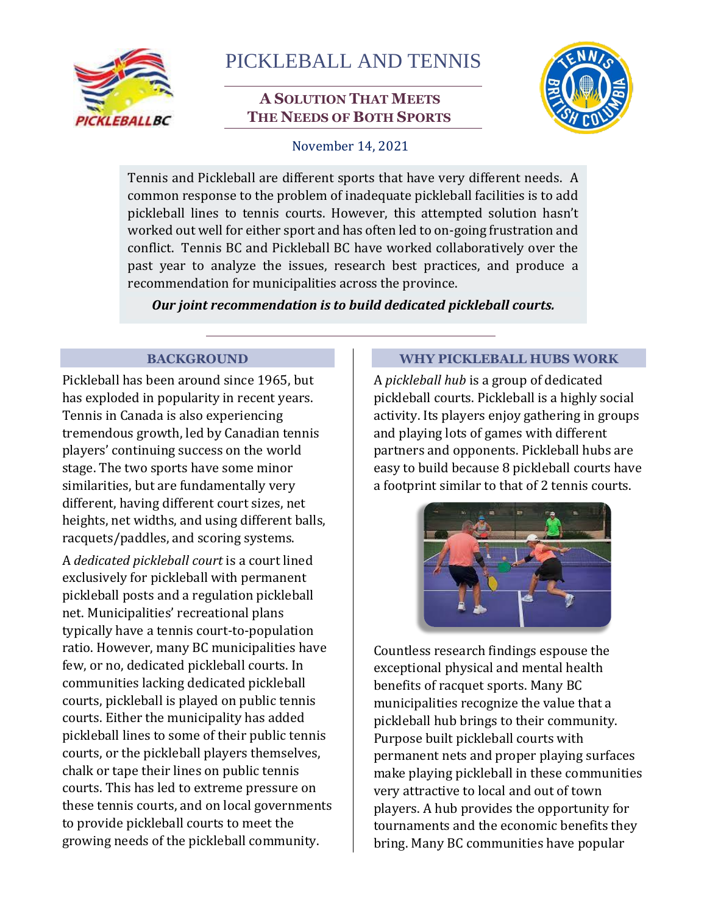# PICKLEBALL AND TENNIS

## A Solution That Meets The Needs of Both Sports

November 14, 2021

Tennis and Pickleball are different sports that have very different needs. A common response to the problem of inadequate pickleball facilities is to add pickleball lines to tennis courts. However, this attempted solution hasn't worked out well for either sport and has often led to on-going frustration and conflict. Tennis BC and Pickleball BC have worked collaboratively over the past year to analyze the issues, research best practices, and produce a recommendation for municipalities across the province.

***Our joint recommendation is to build dedicated pickleball courts.***

### BACKGROUND

Pickleball has been around since 1965, but has exploded in popularity in recent years. Tennis in Canada is also experiencing tremendous growth, led by Canadian tennis players' continuing success on the world stage. The two sports have some minor similarities, but are fundamentally very different, having different court sizes, net heights, net widths, and using different balls, racquets/paddles, and scoring systems.

A *dedicated pickleball court* is a court lined exclusively for pickleball with permanent pickleball posts and a regulation pickleball net. Municipalities' recreational plans typically have a tennis court-to-population ratio. However, many BC municipalities have few, or no, dedicated pickleball courts. In communities lacking dedicated pickleball courts, pickleball is played on public tennis courts. Either the municipality has added pickleball lines to some of their public tennis courts, or the pickleball players themselves, chalk or tape their lines on public tennis courts. This has led to extreme pressure on these tennis courts, and on local governments to provide pickleball courts to meet the growing needs of the pickleball community.

### WHY PICKLEBALL HUBS WORK

A *pickleball hub* is a group of dedicated pickleball courts. Pickleball is a highly social activity. Its players enjoy gathering in groups and playing lots of games with different partners and opponents. Pickleball hubs are easy to build because 8 pickleball courts have a footprint similar to that of 2 tennis courts.

Countless research findings espouse the exceptional physical and mental health benefits of racquet sports. Many BC municipalities recognize the value that a pickleball hub brings to their community. Purpose built pickleball courts with permanent nets and proper playing surfaces make playing pickleball in these communities very attractive to local and out of town players. A hub provides the opportunity for tournaments and the economic benefits they bring. Many BC communities have popular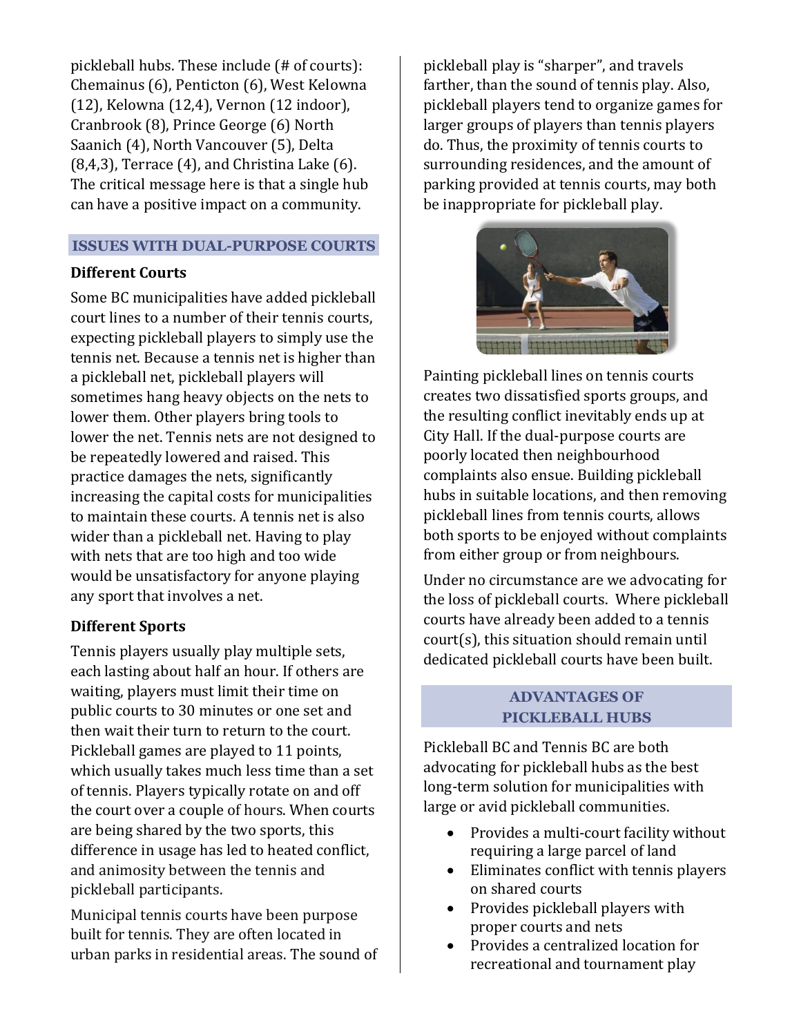pickleball hubs. These include (# of courts): Chemainus (6), Penticton (6), West Kelowna (12), Kelowna (12,4), Vernon (12 indoor), Cranbrook (8), Prince George (6) North Saanich (4), North Vancouver (5), Delta (8,4,3), Terrace (4), and Christina Lake (6). The critical message here is that a single hub can have a positive impact on a community.

## ISSUES WITH DUAL-PURPOSE COURTS

### Different Courts

Some BC municipalities have added pickleball court lines to a number of their tennis courts, expecting pickleball players to simply use the tennis net. Because a tennis net is higher than a pickleball net, pickleball players will sometimes hang heavy objects on the nets to lower them. Other players bring tools to lower the net. Tennis nets are not designed to be repeatedly lowered and raised. This practice damages the nets, significantly increasing the capital costs for municipalities to maintain these courts. A tennis net is also wider than a pickleball net. Having to play with nets that are too high and too wide would be unsatisfactory for anyone playing any sport that involves a net.

### Different Sports

Tennis players usually play multiple sets, each lasting about half an hour. If others are waiting, players must limit their time on public courts to 30 minutes or one set and then wait their turn to return to the court. Pickleball games are played to 11 points, which usually takes much less time than a set of tennis. Players typically rotate on and off the court over a couple of hours. When courts are being shared by the two sports, this difference in usage has led to heated conflict, and animosity between the tennis and pickleball participants.

Municipal tennis courts have been purpose built for tennis. They are often located in urban parks in residential areas. The sound of pickleball play is "sharper", and travels farther, than the sound of tennis play. Also, pickleball players tend to organize games for larger groups of players than tennis players do. Thus, the proximity of tennis courts to surrounding residences, and the amount of parking provided at tennis courts, may both be inappropriate for pickleball play.

Painting pickleball lines on tennis courts creates two dissatisfied sports groups, and the resulting conflict inevitably ends up at City Hall. If the dual-purpose courts are poorly located then neighbourhood complaints also ensue. Building pickleball hubs in suitable locations, and then removing pickleball lines from tennis courts, allows both sports to be enjoyed without complaints from either group or from neighbours.

Under no circumstance are we advocating for the loss of pickleball courts. Where pickleball courts have already been added to a tennis court(s), this situation should remain until dedicated pickleball courts have been built.

## ADVANTAGES OF PICKLEBALL HUBS

Pickleball BC and Tennis BC are both advocating for pickleball hubs as the best long-term solution for municipalities with large or avid pickleball communities.

- Provides a multi-court facility without requiring a large parcel of land
- Eliminates conflict with tennis players on shared courts
- Provides pickleball players with proper courts and nets
- Provides a centralized location for recreational and tournament play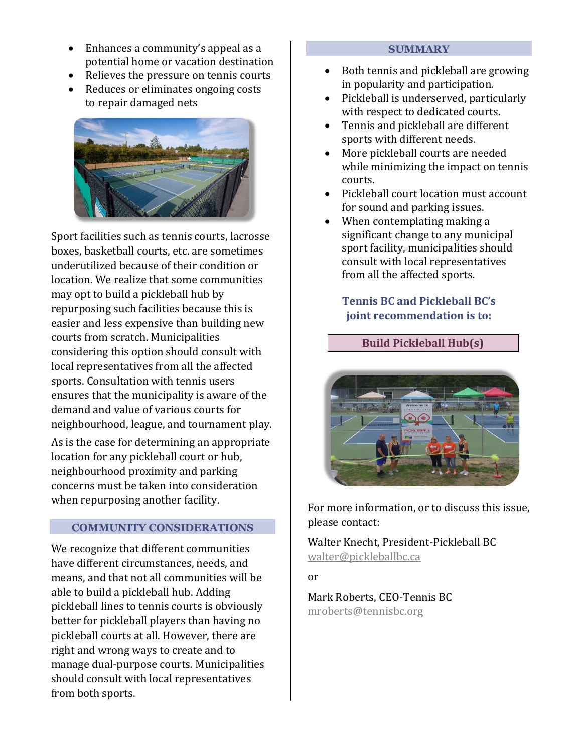- Enhances a community's appeal as a potential home or vacation destination
- Relieves the pressure on tennis courts
- Reduces or eliminates ongoing costs to repair damaged nets

Sport facilities such as tennis courts, lacrosse boxes, basketball courts, etc. are sometimes underutilized because of their condition or location. We realize that some communities may opt to build a pickleball hub by repurposing such facilities because this is easier and less expensive than building new courts from scratch. Municipalities considering this option should consult with local representatives from all the affected sports. Consultation with tennis users ensures that the municipality is aware of the demand and value of various courts for neighbourhood, league, and tournament play.

As is the case for determining an appropriate location for any pickleball court or hub, neighbourhood proximity and parking concerns must be taken into consideration when repurposing another facility.

## COMMUNITY CONSIDERATIONS

We recognize that different communities have different circumstances, needs, and means, and that not all communities will be able to build a pickleball hub. Adding pickleball lines to tennis courts is obviously better for pickleball players than having no pickleball courts at all. However, there are right and wrong ways to create and to manage dual-purpose courts. Municipalities should consult with local representatives from both sports.

## SUMMARY

- Both tennis and pickleball are growing in popularity and participation.
- Pickleball is underserved, particularly with respect to dedicated courts.
- Tennis and pickleball are different sports with different needs.
- More pickleball courts are needed while minimizing the impact on tennis courts.
- Pickleball court location must account for sound and parking issues.
- When contemplating making a significant change to any municipal sport facility, municipalities should consult with local representatives from all the affected sports.

**Tennis BC and Pickleball BC's joint recommendation is to:**

**Build Pickleball Hub(s)**

For more information, or to discuss this issue, please contact:

Walter Knecht, President-Pickleball BC
walter@pickleballbc.ca

or

Mark Roberts, CEO-Tennis BC
mroberts@tennisbc.org